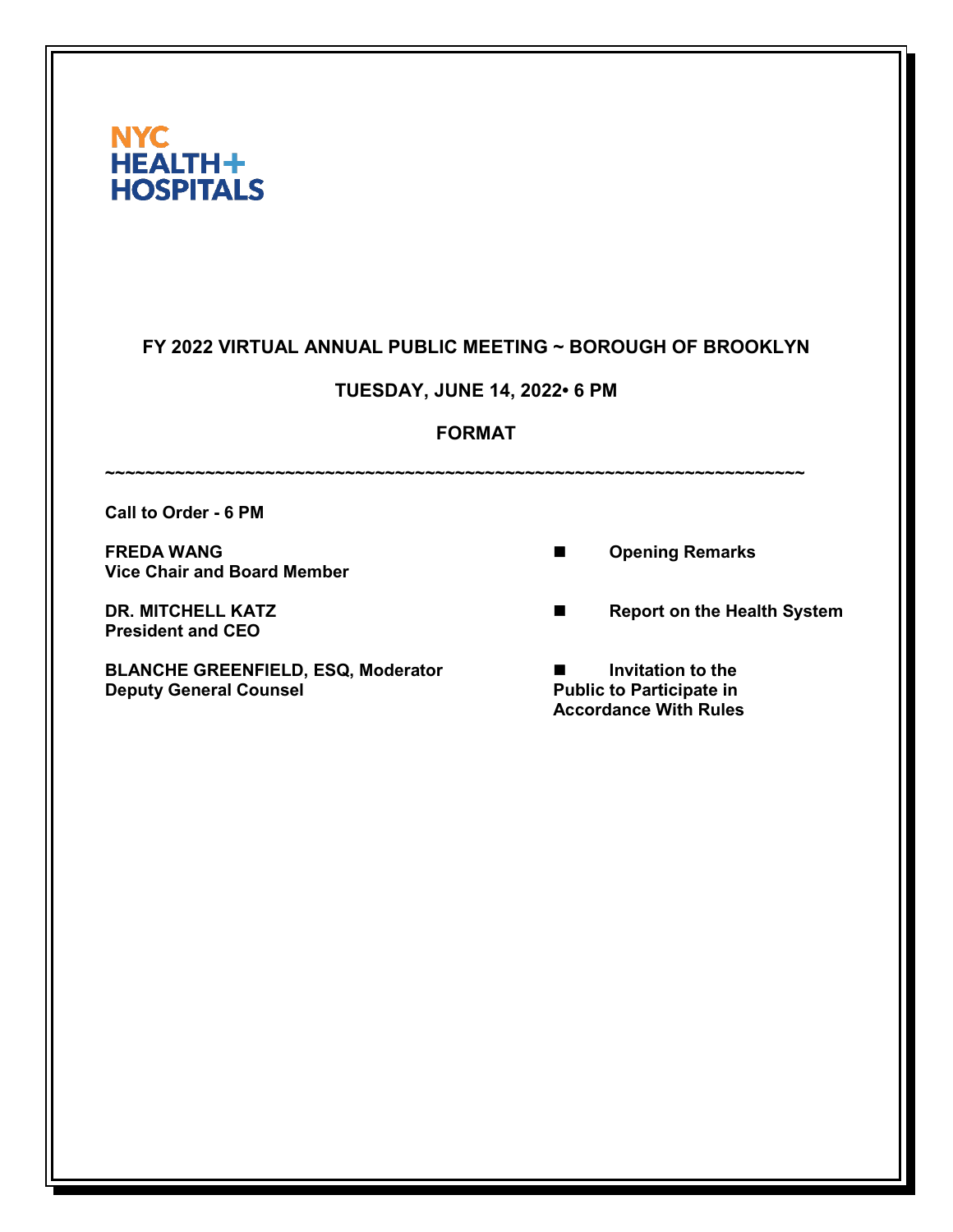NYC HEALTH+ HOSPITALS

## FY 2022 VIRTUAL ANNUAL PUBLIC MEETING ~ BOROUGH OF BROOKLYN

### TUESDAY, JUNE 14, 2022• 6 PM

### FORMAT

~~~~~~~~~~~~~~~~~~~~~~~~~~~~~~~~~~~~~~~~~~~~~~~~~~~~~~~~~~~~~~~~~~~~~~~~~~~~

**Call to Order - 6 PM**

| | |
|---|---|
| **FREDA WANG**<br>**Vice Chair and Board Member** | ■ **Opening Remarks** |
| **DR. MITCHELL KATZ**<br>**President and CEO** | ■ **Report on the Health System** |
| **BLANCHE GREENFIELD, ESQ, Moderator**<br>**Deputy General Counsel** | ■ **Invitation to the Public to Participate in Accordance With Rules** |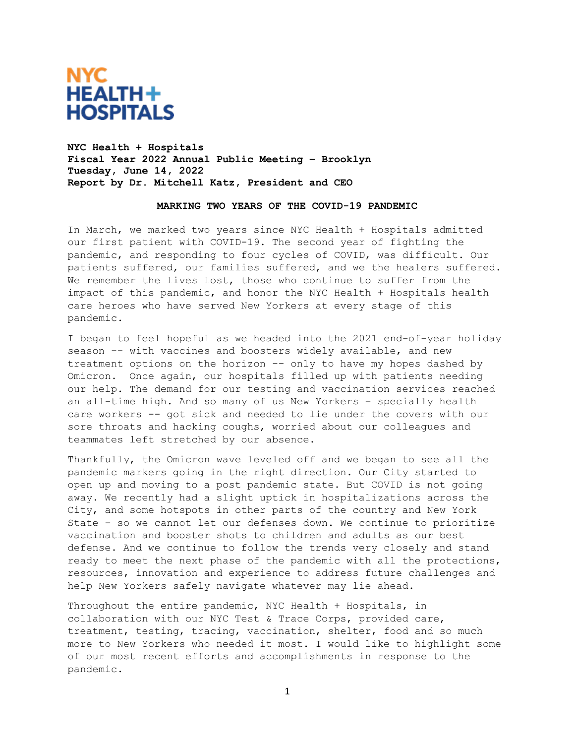**NYC HEALTH+ HOSPITALS**

**NYC Health + Hospitals**
**Fiscal Year 2022 Annual Public Meeting – Brooklyn**
**Tuesday, June 14, 2022**
**Report by Dr. Mitchell Katz, President and CEO**

## MARKING TWO YEARS OF THE COVID-19 PANDEMIC

In March, we marked two years since NYC Health + Hospitals admitted our first patient with COVID-19. The second year of fighting the pandemic, and responding to four cycles of COVID, was difficult. Our patients suffered, our families suffered, and we the healers suffered. We remember the lives lost, those who continue to suffer from the impact of this pandemic, and honor the NYC Health + Hospitals health care heroes who have served New Yorkers at every stage of this pandemic.

I began to feel hopeful as we headed into the 2021 end-of-year holiday season -- with vaccines and boosters widely available, and new treatment options on the horizon -- only to have my hopes dashed by Omicron. Once again, our hospitals filled up with patients needing our help. The demand for our testing and vaccination services reached an all-time high. And so many of us New Yorkers – specially health care workers -- got sick and needed to lie under the covers with our sore throats and hacking coughs, worried about our colleagues and teammates left stretched by our absence.

Thankfully, the Omicron wave leveled off and we began to see all the pandemic markers going in the right direction. Our City started to open up and moving to a post pandemic state. But COVID is not going away. We recently had a slight uptick in hospitalizations across the City, and some hotspots in other parts of the country and New York State – so we cannot let our defenses down. We continue to prioritize vaccination and booster shots to children and adults as our best defense. And we continue to follow the trends very closely and stand ready to meet the next phase of the pandemic with all the protections, resources, innovation and experience to address future challenges and help New Yorkers safely navigate whatever may lie ahead.

Throughout the entire pandemic, NYC Health + Hospitals, in collaboration with our NYC Test & Trace Corps, provided care, treatment, testing, tracing, vaccination, shelter, food and so much more to New Yorkers who needed it most. I would like to highlight some of our most recent efforts and accomplishments in response to the pandemic.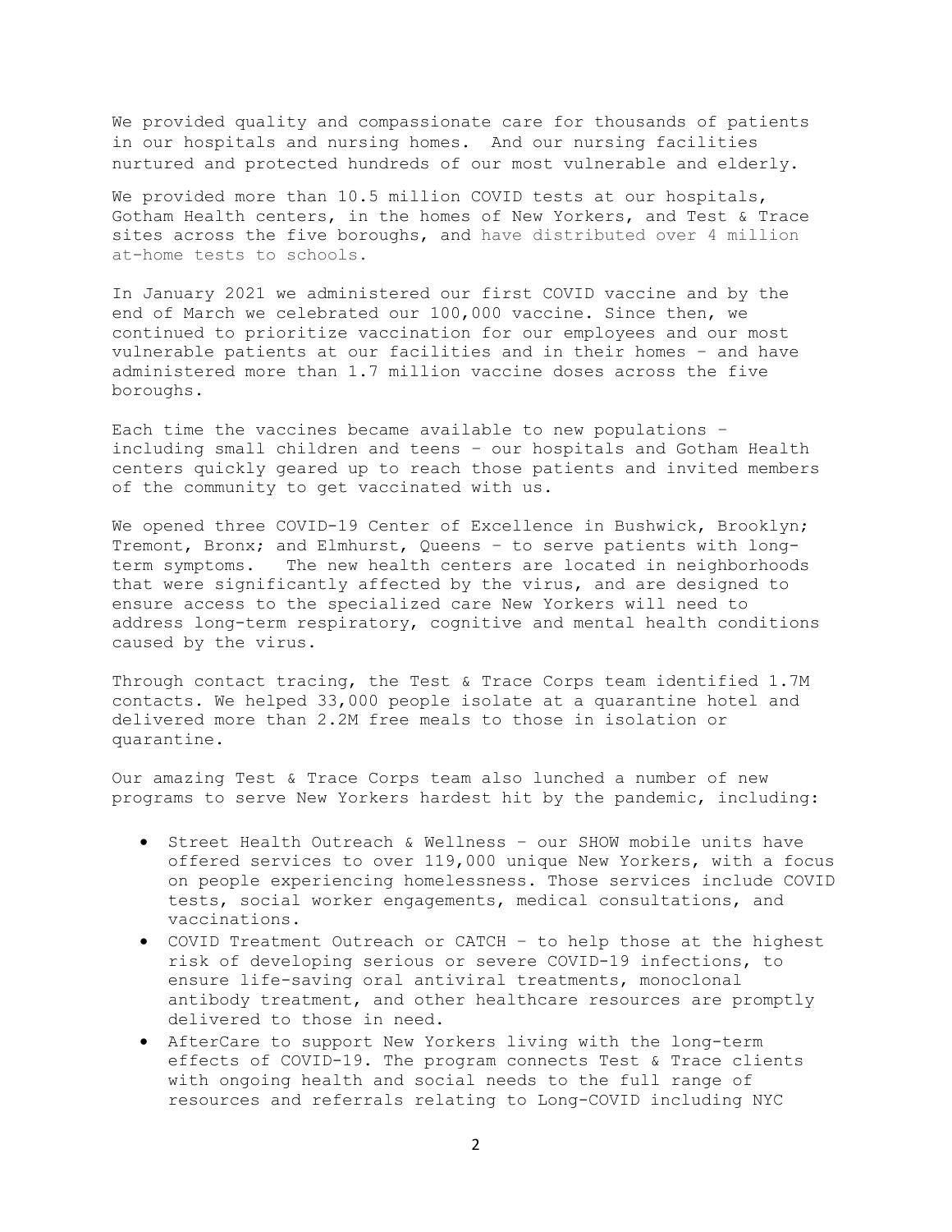We provided quality and compassionate care for thousands of patients in our hospitals and nursing homes. And our nursing facilities nurtured and protected hundreds of our most vulnerable and elderly.

We provided more than 10.5 million COVID tests at our hospitals, Gotham Health centers, in the homes of New Yorkers, and Test & Trace sites across the five boroughs, and have distributed over 4 million at-home tests to schools.

In January 2021 we administered our first COVID vaccine and by the end of March we celebrated our 100,000 vaccine. Since then, we continued to prioritize vaccination for our employees and our most vulnerable patients at our facilities and in their homes – and have administered more than 1.7 million vaccine doses across the five boroughs.

Each time the vaccines became available to new populations – including small children and teens – our hospitals and Gotham Health centers quickly geared up to reach those patients and invited members of the community to get vaccinated with us.

We opened three COVID-19 Center of Excellence in Bushwick, Brooklyn; Tremont, Bronx; and Elmhurst, Queens – to serve patients with long-term symptoms. The new health centers are located in neighborhoods that were significantly affected by the virus, and are designed to ensure access to the specialized care New Yorkers will need to address long-term respiratory, cognitive and mental health conditions caused by the virus.

Through contact tracing, the Test & Trace Corps team identified 1.7M contacts. We helped 33,000 people isolate at a quarantine hotel and delivered more than 2.2M free meals to those in isolation or quarantine.

Our amazing Test & Trace Corps team also lunched a number of new programs to serve New Yorkers hardest hit by the pandemic, including:

- Street Health Outreach & Wellness – our SHOW mobile units have offered services to over 119,000 unique New Yorkers, with a focus on people experiencing homelessness. Those services include COVID tests, social worker engagements, medical consultations, and vaccinations.
- COVID Treatment Outreach or CATCH – to help those at the highest risk of developing serious or severe COVID-19 infections, to ensure life-saving oral antiviral treatments, monoclonal antibody treatment, and other healthcare resources are promptly delivered to those in need.
- AfterCare to support New Yorkers living with the long-term effects of COVID-19. The program connects Test & Trace clients with ongoing health and social needs to the full range of resources and referrals relating to Long-COVID including NYC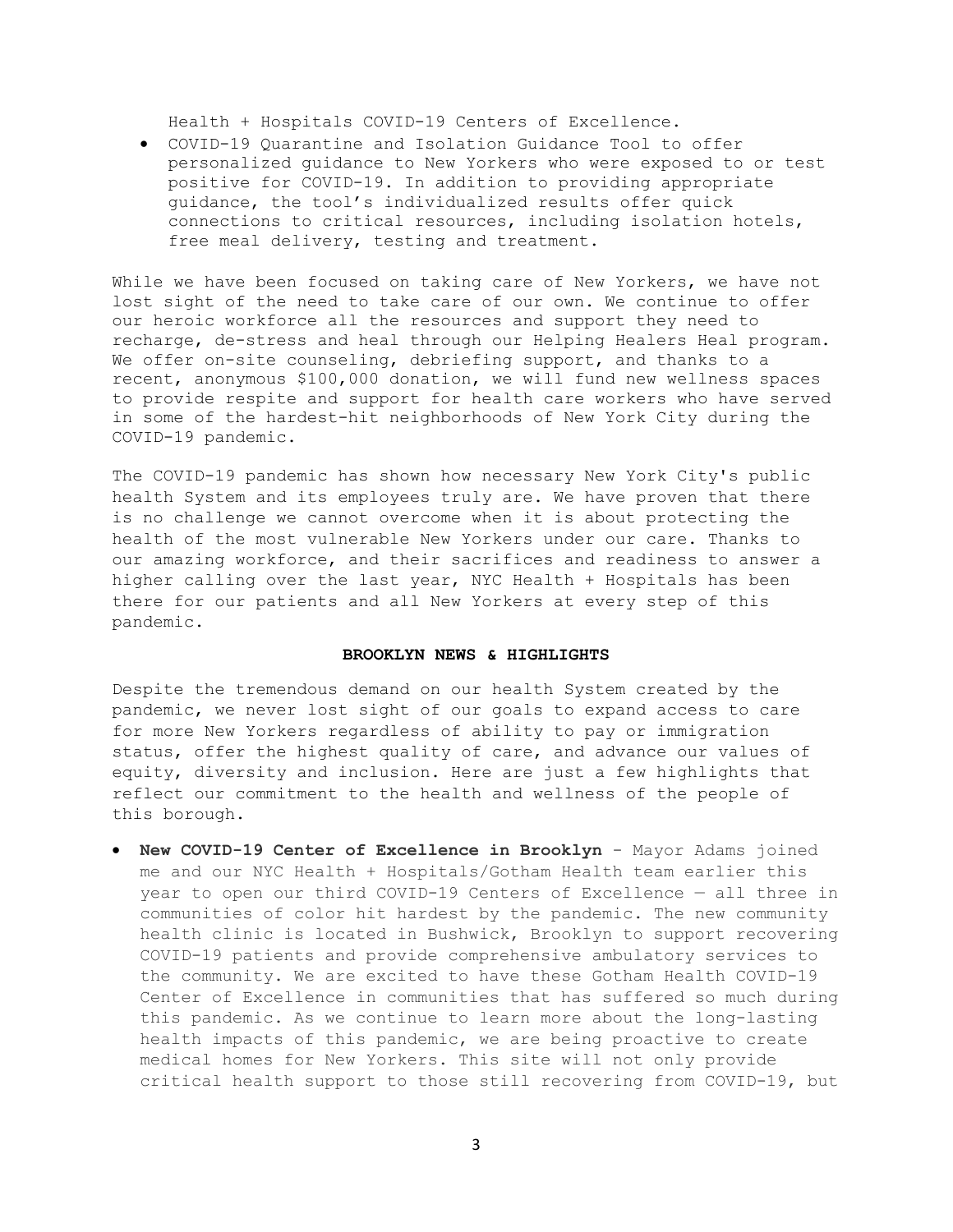Health + Hospitals COVID-19 Centers of Excellence.

- COVID-19 Quarantine and Isolation Guidance Tool to offer personalized guidance to New Yorkers who were exposed to or test positive for COVID-19. In addition to providing appropriate guidance, the tool's individualized results offer quick connections to critical resources, including isolation hotels, free meal delivery, testing and treatment.

While we have been focused on taking care of New Yorkers, we have not lost sight of the need to take care of our own. We continue to offer our heroic workforce all the resources and support they need to recharge, de-stress and heal through our Helping Healers Heal program. We offer on-site counseling, debriefing support, and thanks to a recent, anonymous $100,000 donation, we will fund new wellness spaces to provide respite and support for health care workers who have served in some of the hardest-hit neighborhoods of New York City during the COVID-19 pandemic.

The COVID-19 pandemic has shown how necessary New York City's public health System and its employees truly are. We have proven that there is no challenge we cannot overcome when it is about protecting the health of the most vulnerable New Yorkers under our care. Thanks to our amazing workforce, and their sacrifices and readiness to answer a higher calling over the last year, NYC Health + Hospitals has been there for our patients and all New Yorkers at every step of this pandemic.

## BROOKLYN NEWS & HIGHLIGHTS

Despite the tremendous demand on our health System created by the pandemic, we never lost sight of our goals to expand access to care for more New Yorkers regardless of ability to pay or immigration status, offer the highest quality of care, and advance our values of equity, diversity and inclusion. Here are just a few highlights that reflect our commitment to the health and wellness of the people of this borough.

- **New COVID-19 Center of Excellence in Brooklyn** - Mayor Adams joined me and our NYC Health + Hospitals/Gotham Health team earlier this year to open our third COVID-19 Centers of Excellence — all three in communities of color hit hardest by the pandemic. The new community health clinic is located in Bushwick, Brooklyn to support recovering COVID-19 patients and provide comprehensive ambulatory services to the community. We are excited to have these Gotham Health COVID-19 Center of Excellence in communities that has suffered so much during this pandemic. As we continue to learn more about the long-lasting health impacts of this pandemic, we are being proactive to create medical homes for New Yorkers. This site will not only provide critical health support to those still recovering from COVID-19, but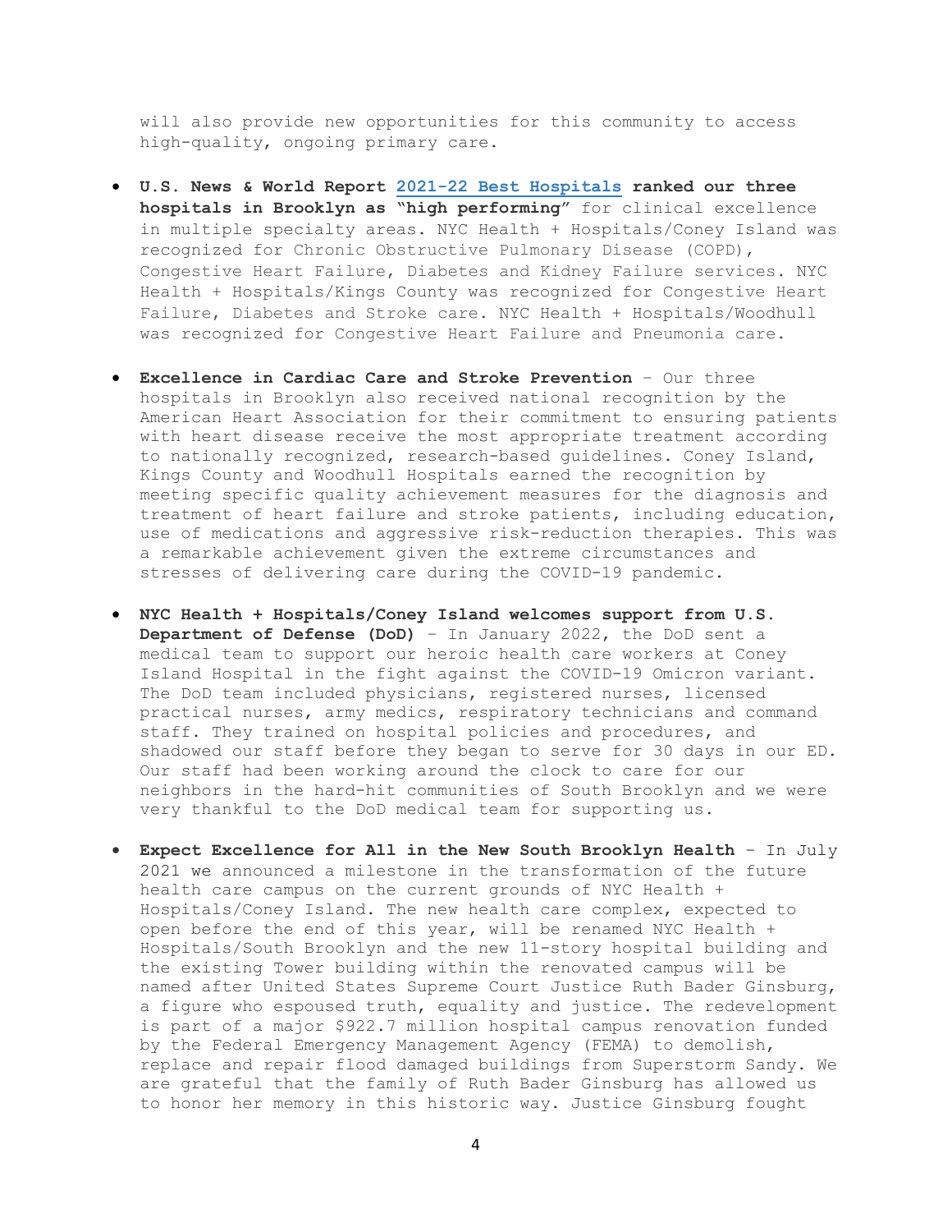will also provide new opportunities for this community to access high-quality, ongoing primary care.

- **U.S. News & World Report 2021-22 Best Hospitals ranked our three hospitals in Brooklyn as "high performing"** for clinical excellence in multiple specialty areas. NYC Health + Hospitals/Coney Island was recognized for Chronic Obstructive Pulmonary Disease (COPD), Congestive Heart Failure, Diabetes and Kidney Failure services. NYC Health + Hospitals/Kings County was recognized for Congestive Heart Failure, Diabetes and Stroke care. NYC Health + Hospitals/Woodhull was recognized for Congestive Heart Failure and Pneumonia care.

- **Excellence in Cardiac Care and Stroke Prevention** – Our three hospitals in Brooklyn also received national recognition by the American Heart Association for their commitment to ensuring patients with heart disease receive the most appropriate treatment according to nationally recognized, research-based guidelines. Coney Island, Kings County and Woodhull Hospitals earned the recognition by meeting specific quality achievement measures for the diagnosis and treatment of heart failure and stroke patients, including education, use of medications and aggressive risk-reduction therapies. This was a remarkable achievement given the extreme circumstances and stresses of delivering care during the COVID-19 pandemic.

- **NYC Health + Hospitals/Coney Island welcomes support from U.S. Department of Defense (DoD)** – In January 2022, the DoD sent a medical team to support our heroic health care workers at Coney Island Hospital in the fight against the COVID-19 Omicron variant. The DoD team included physicians, registered nurses, licensed practical nurses, army medics, respiratory technicians and command staff. They trained on hospital policies and procedures, and shadowed our staff before they began to serve for 30 days in our ED. Our staff had been working around the clock to care for our neighbors in the hard-hit communities of South Brooklyn and we were very thankful to the DoD medical team for supporting us.

- **Expect Excellence for All in the New South Brooklyn Health** – In July 2021 we announced a milestone in the transformation of the future health care campus on the current grounds of NYC Health + Hospitals/Coney Island. The new health care complex, expected to open before the end of this year, will be renamed NYC Health + Hospitals/South Brooklyn and the new 11-story hospital building and the existing Tower building within the renovated campus will be named after United States Supreme Court Justice Ruth Bader Ginsburg, a figure who espoused truth, equality and justice. The redevelopment is part of a major $922.7 million hospital campus renovation funded by the Federal Emergency Management Agency (FEMA) to demolish, replace and repair flood damaged buildings from Superstorm Sandy. We are grateful that the family of Ruth Bader Ginsburg has allowed us to honor her memory in this historic way. Justice Ginsburg fought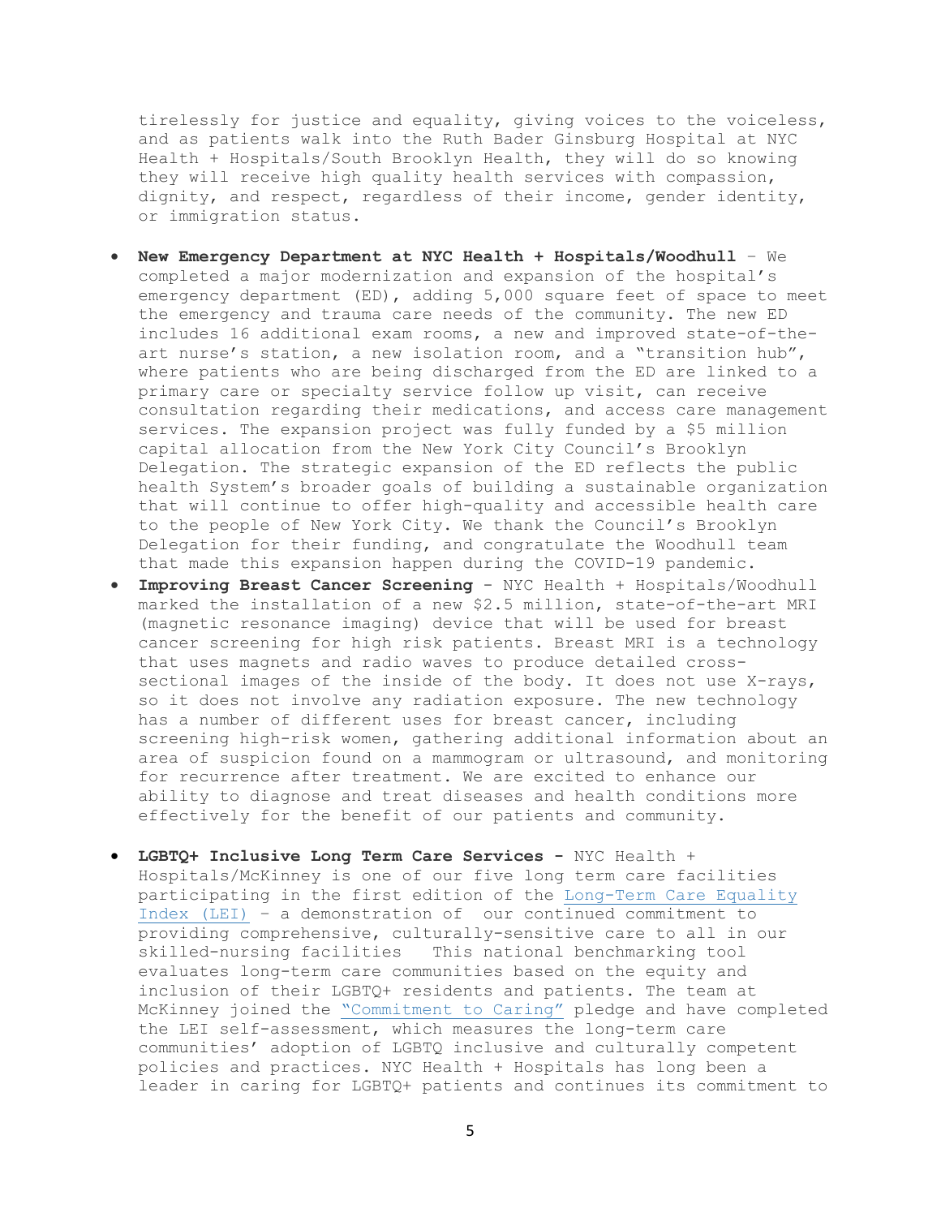tirelessly for justice and equality, giving voices to the voiceless, and as patients walk into the Ruth Bader Ginsburg Hospital at NYC Health + Hospitals/South Brooklyn Health, they will do so knowing they will receive high quality health services with compassion, dignity, and respect, regardless of their income, gender identity, or immigration status.

- **New Emergency Department at NYC Health + Hospitals/Woodhull** – We completed a major modernization and expansion of the hospital's emergency department (ED), adding 5,000 square feet of space to meet the emergency and trauma care needs of the community. The new ED includes 16 additional exam rooms, a new and improved state-of-the-art nurse's station, a new isolation room, and a "transition hub", where patients who are being discharged from the ED are linked to a primary care or specialty service follow up visit, can receive consultation regarding their medications, and access care management services. The expansion project was fully funded by a $5 million capital allocation from the New York City Council's Brooklyn Delegation. The strategic expansion of the ED reflects the public health System's broader goals of building a sustainable organization that will continue to offer high-quality and accessible health care to the people of New York City. We thank the Council's Brooklyn Delegation for their funding, and congratulate the Woodhull team that made this expansion happen during the COVID-19 pandemic.
- **Improving Breast Cancer Screening** - NYC Health + Hospitals/Woodhull marked the installation of a new $2.5 million, state-of-the-art MRI (magnetic resonance imaging) device that will be used for breast cancer screening for high risk patients. Breast MRI is a technology that uses magnets and radio waves to produce detailed cross-sectional images of the inside of the body. It does not use X-rays, so it does not involve any radiation exposure. The new technology has a number of different uses for breast cancer, including screening high-risk women, gathering additional information about an area of suspicion found on a mammogram or ultrasound, and monitoring for recurrence after treatment. We are excited to enhance our ability to diagnose and treat diseases and health conditions more effectively for the benefit of our patients and community.

- **LGBTQ+ Inclusive Long Term Care Services -** NYC Health + Hospitals/McKinney is one of our five long term care facilities participating in the first edition of the Long-Term Care Equality Index (LEI) – a demonstration of our continued commitment to providing comprehensive, culturally-sensitive care to all in our skilled-nursing facilities This national benchmarking tool evaluates long-term care communities based on the equity and inclusion of their LGBTQ+ residents and patients. The team at McKinney joined the "Commitment to Caring" pledge and have completed the LEI self-assessment, which measures the long-term care communities' adoption of LGBTQ inclusive and culturally competent policies and practices. NYC Health + Hospitals has long been a leader in caring for LGBTQ+ patients and continues its commitment to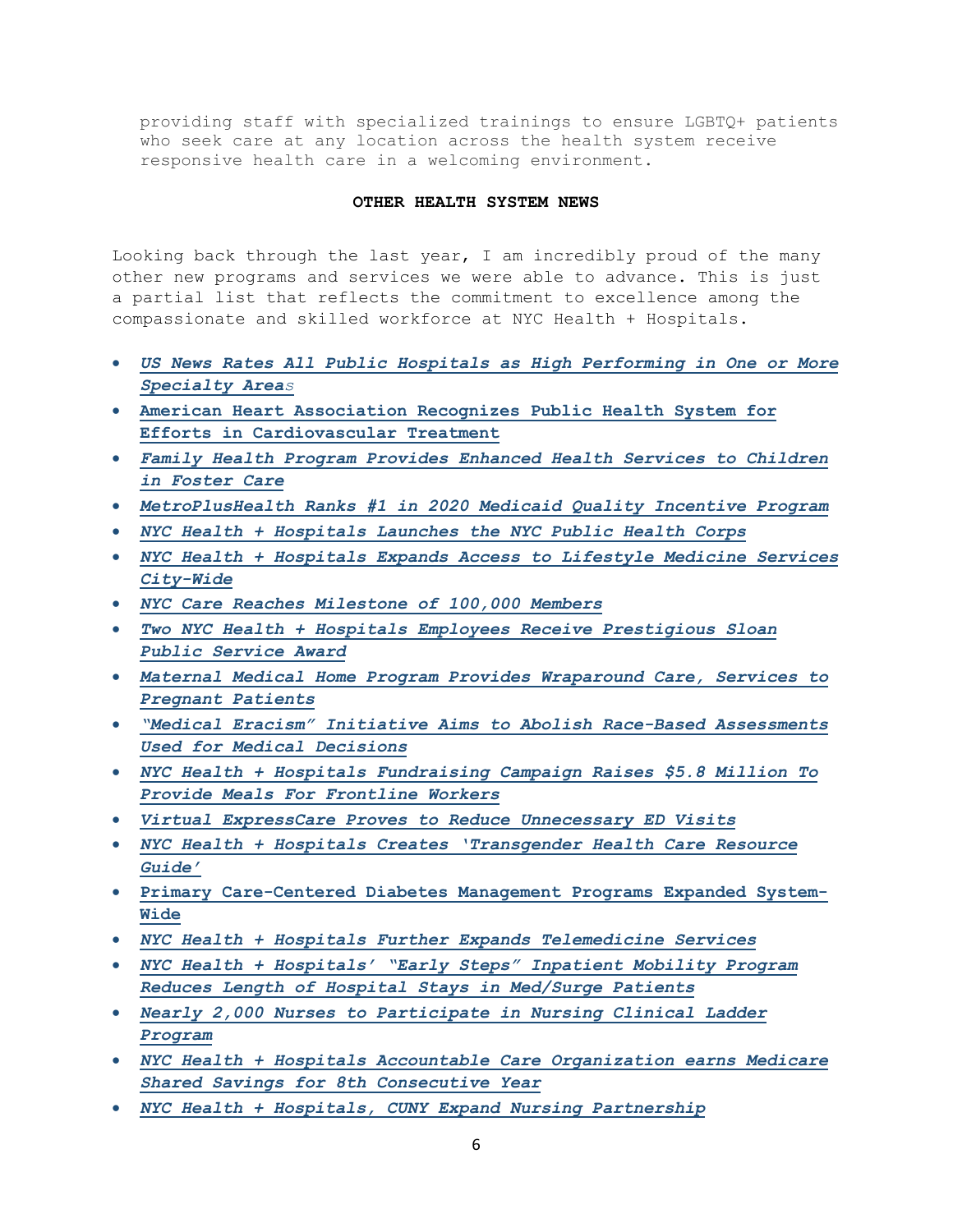providing staff with specialized trainings to ensure LGBTQ+ patients who seek care at any location across the health system receive responsive health care in a welcoming environment.

**OTHER HEALTH SYSTEM NEWS**

Looking back through the last year, I am incredibly proud of the many other new programs and services we were able to advance. This is just a partial list that reflects the commitment to excellence among the compassionate and skilled workforce at NYC Health + Hospitals.

- ***US News Rates All Public Hospitals as High Performing in One or More Specialty Areas***
- **American Heart Association Recognizes Public Health System for Efforts in Cardiovascular Treatment**
- ***Family Health Program Provides Enhanced Health Services to Children in Foster Care***
- ***MetroPlusHealth Ranks #1 in 2020 Medicaid Quality Incentive Program***
- ***NYC Health + Hospitals Launches the NYC Public Health Corps***
- ***NYC Health + Hospitals Expands Access to Lifestyle Medicine Services City-Wide***
- ***NYC Care Reaches Milestone of 100,000 Members***
- ***Two NYC Health + Hospitals Employees Receive Prestigious Sloan Public Service Award***
- ***Maternal Medical Home Program Provides Wraparound Care, Services to Pregnant Patients***
- ***"Medical Eracism" Initiative Aims to Abolish Race-Based Assessments Used for Medical Decisions***
- ***NYC Health + Hospitals Fundraising Campaign Raises $5.8 Million To Provide Meals For Frontline Workers***
- ***Virtual ExpressCare Proves to Reduce Unnecessary ED Visits***
- ***NYC Health + Hospitals Creates 'Transgender Health Care Resource Guide'***
- **Primary Care-Centered Diabetes Management Programs Expanded System-Wide**
- ***NYC Health + Hospitals Further Expands Telemedicine Services***
- ***NYC Health + Hospitals' "Early Steps" Inpatient Mobility Program Reduces Length of Hospital Stays in Med/Surge Patients***
- ***Nearly 2,000 Nurses to Participate in Nursing Clinical Ladder Program***
- ***NYC Health + Hospitals Accountable Care Organization earns Medicare Shared Savings for 8th Consecutive Year***
- ***NYC Health + Hospitals, CUNY Expand Nursing Partnership***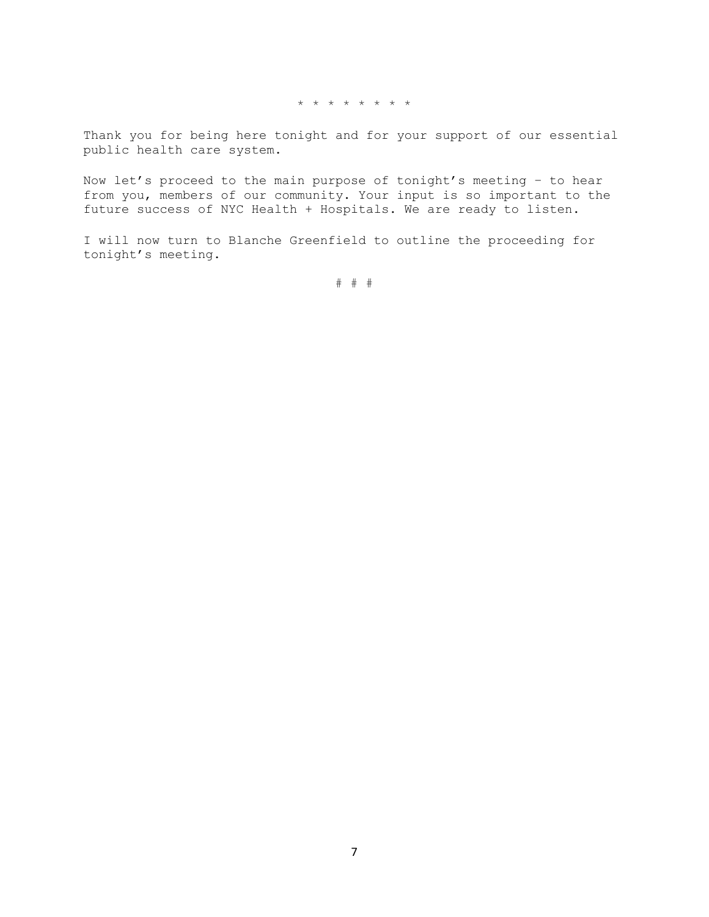* * * * * * * * *

Thank you for being here tonight and for your support of our essential public health care system.

Now let's proceed to the main purpose of tonight's meeting – to hear from you, members of our community. Your input is so important to the future success of NYC Health + Hospitals. We are ready to listen.

I will now turn to Blanche Greenfield to outline the proceeding for tonight's meeting.

# # #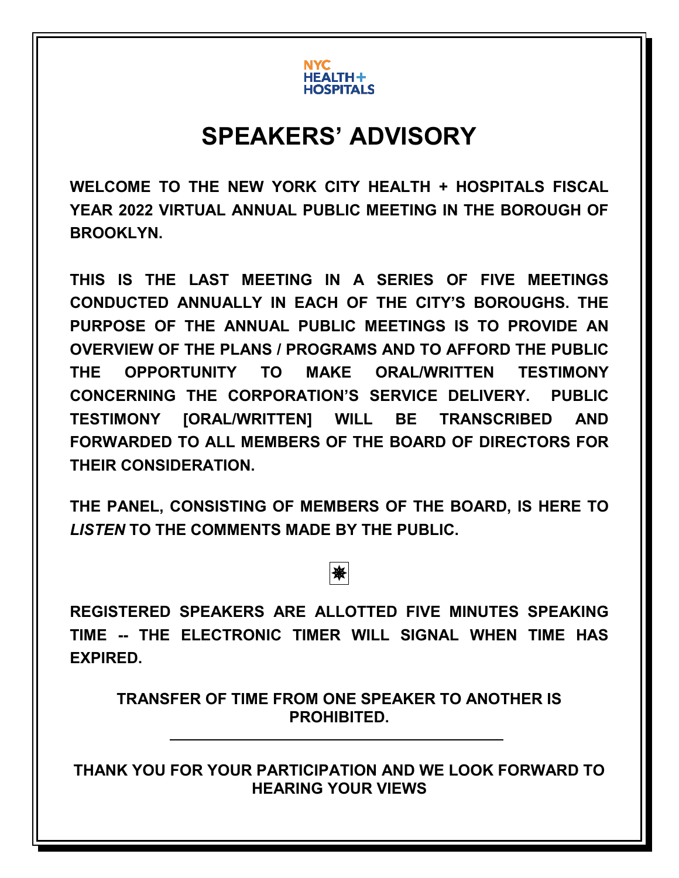NYC HEALTH + HOSPITALS

# SPEAKERS' ADVISORY

**WELCOME TO THE NEW YORK CITY HEALTH + HOSPITALS FISCAL YEAR 2022 VIRTUAL ANNUAL PUBLIC MEETING IN THE BOROUGH OF BROOKLYN.**

**THIS IS THE LAST MEETING IN A SERIES OF FIVE MEETINGS CONDUCTED ANNUALLY IN EACH OF THE CITY'S BOROUGHS. THE PURPOSE OF THE ANNUAL PUBLIC MEETINGS IS TO PROVIDE AN OVERVIEW OF THE PLANS / PROGRAMS AND TO AFFORD THE PUBLIC THE OPPORTUNITY TO MAKE ORAL/WRITTEN TESTIMONY CONCERNING THE CORPORATION'S SERVICE DELIVERY. PUBLIC TESTIMONY [ORAL/WRITTEN] WILL BE TRANSCRIBED AND FORWARDED TO ALL MEMBERS OF THE BOARD OF DIRECTORS FOR THEIR CONSIDERATION.**

**THE PANEL, CONSISTING OF MEMBERS OF THE BOARD, IS HERE TO *LISTEN* TO THE COMMENTS MADE BY THE PUBLIC.**

**REGISTERED SPEAKERS ARE ALLOTTED FIVE MINUTES SPEAKING TIME -- THE ELECTRONIC TIMER WILL SIGNAL WHEN TIME HAS EXPIRED.**

**TRANSFER OF TIME FROM ONE SPEAKER TO ANOTHER IS PROHIBITED.**

---

**THANK YOU FOR YOUR PARTICIPATION AND WE LOOK FORWARD TO HEARING YOUR VIEWS**